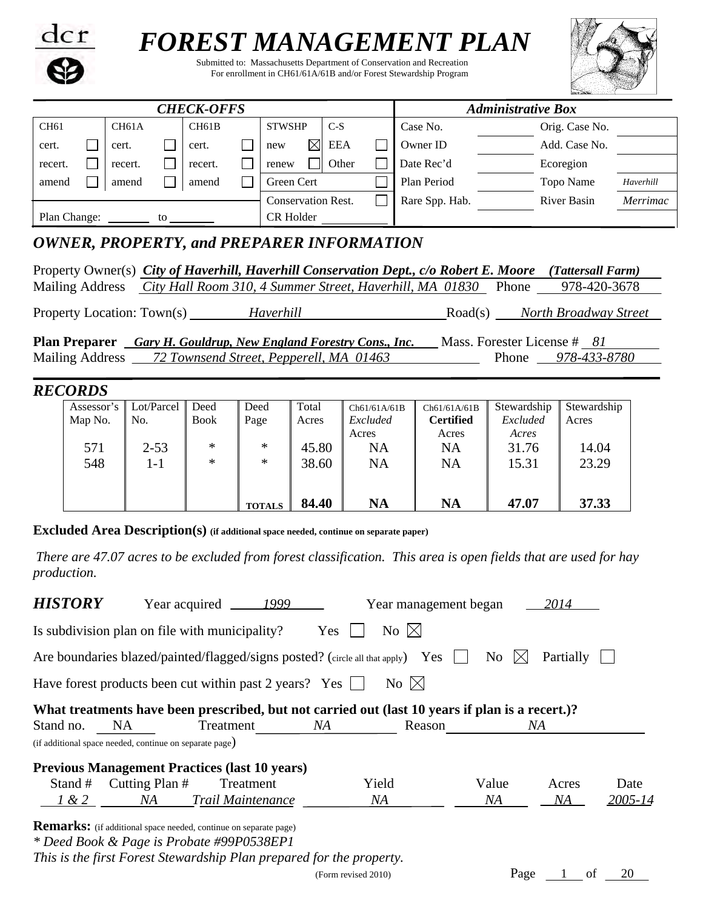# FOREST MANAGEMENT PLAN

Submitted to: Massachusetts Department of Conservation and Recreation
For enrollment in CH61/61A/61B and/or Forest Stewardship Program

| *CHECK-OFFS* | | | | | | | | | | *Administrative Box* | | | |
|---|---|---|---|---|---|---|---|---|---|---|---|---|---|
| CH61 | | CH61A | | CH61B | | STWSHP | | C-S | | Case No. | | Orig. Case No. | |
| cert. | ☐ | cert. | ☐ | cert. | ☐ | new | ☒ | EEA | ☐ | Owner ID | | Add. Case No. | |
| recert. | ☐ | recert. | ☐ | recert. | ☐ | renew | ☐ | Other | ☐ | Date Rec'd | | Ecoregion | |
| amend | ☐ | amend | ☐ | amend | ☐ | Green Cert | | | ☐ | Plan Period | | Topo Name | *Haverhill* |
| | | | | | | Conservation Rest. | | | ☐ | Rare Spp. Hab. | | River Basin | *Merrimac* |
| Plan Change: ______ to ______ | | | | | | CR Holder | | | | | | | |

## *OWNER, PROPERTY, and PREPARER INFORMATION*

Property Owner(s) ***City of Haverhill, Haverhill Conservation Dept., c/o Robert E. Moore*** ***(Tattersall Farm)***
Mailing Address *City Hall Room 310, 4 Summer Street, Haverhill, MA 01830* Phone 978-420-3678

Property Location: Town(s) *Haverhill* Road(s) *North Broadway Street*

**Plan Preparer** ***Gary H. Gouldrup, New England Forestry Cons., Inc.*** Mass. Forester License # *81*
Mailing Address *72 Townsend Street, Pepperell, MA 01463* Phone *978-433-8780*

## *RECORDS*

| Assessor's Map No. | Lot/Parcel No. | Deed Book | Deed Page | Total Acres | Ch61/61A/61B *Excluded* Acres | Ch61/61A/61B **Certified** Acres | Stewardship *Excluded Acres* | Stewardship Acres |
|---|---|---|---|---|---|---|---|---|
| 571 | 2-53 | * | * | 45.80 | NA | NA | 31.76 | 14.04 |
| 548 | 1-1 | * | * | 38.60 | NA | NA | 15.31 | 23.29 |
| | | | **TOTALS** | **84.40** | **NA** | **NA** | **47.07** | **37.33** |

**Excluded Area Description(s) (if additional space needed, continue on separate paper)**

*There are 47.07 acres to be excluded from forest classification. This area is open fields that are used for hay production.*

## *HISTORY*

Year acquired *1999* Year management began *2014*

Is subdivision plan on file with municipality? Yes ☐ No ☒

Are boundaries blazed/painted/flagged/signs posted? (circle all that apply) Yes ☐ No ☒ Partially ☐

Have forest products been cut within past 2 years? Yes ☐ No ☒

**What treatments have been prescribed, but not carried out (last 10 years if plan is a recert.)?**
Stand no. NA Treatment *NA* Reason *NA*
(if additional space needed, continue on separate page)

**Previous Management Practices (last 10 years)**

| Stand # | Cutting Plan # | Treatment | Yield | Value | Acres | Date |
|---|---|---|---|---|---|---|
| *1 & 2* | *NA* | *Trail Maintenance* | *NA* | *NA* | *NA* | *2005-14* |

**Remarks:** (if additional space needed, continue on separate page)
*\* Deed Book & Page is Probate #99P0538EP1*
*This is the first Forest Stewardship Plan prepared for the property.*

(Form revised 2010)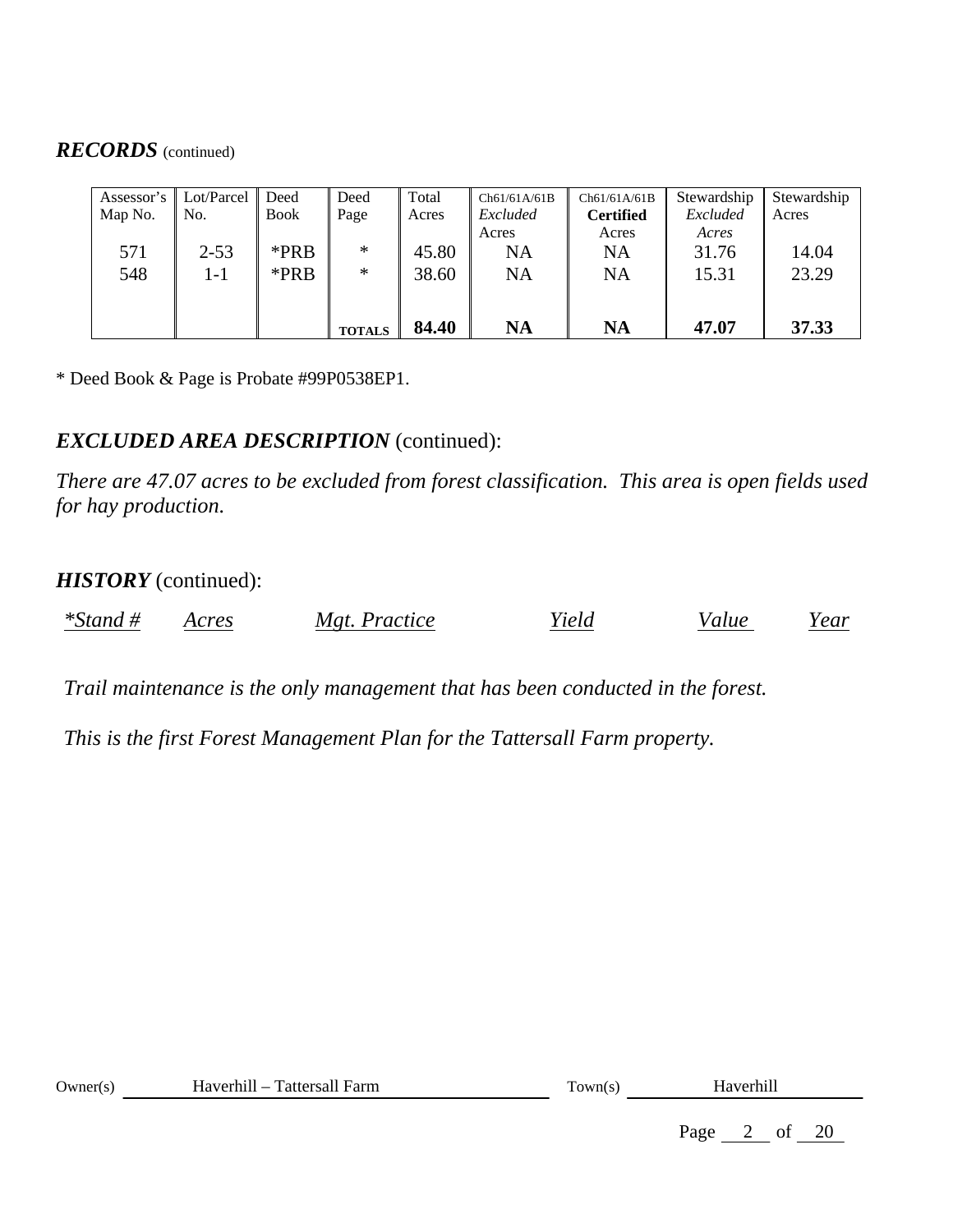***RECORDS*** (continued)

| Assessor's Map No. | Lot/Parcel No. | Deed Book | Deed Page | Total Acres | Ch61/61A/61B *Excluded* Acres | Ch61/61A/61B **Certified** Acres | Stewardship *Excluded Acres* | Stewardship Acres |
|---|---|---|---|---|---|---|---|---|
| 571 | 2-53 | *PRB | * | 45.80 | NA | NA | 31.76 | 14.04 |
| 548 | 1-1 | *PRB | * | 38.60 | NA | NA | 15.31 | 23.29 |
| | | | **TOTALS** | **84.40** | **NA** | **NA** | **47.07** | **37.33** |

* Deed Book & Page is Probate #99P0538EP1.

## ***EXCLUDED AREA DESCRIPTION*** (continued):

*There are 47.07 acres to be excluded from forest classification. This area is open fields used for hay production.*

## ***HISTORY*** (continued):

| *\*Stand #* | *Acres* | *Mgt. Practice* | *Yield* | *Value* | *Year* |
|---|---|---|---|---|---|

*Trail maintenance is the only management that has been conducted in the forest.*

*This is the first Forest Management Plan for the Tattersall Farm property.*

Owner(s) Haverhill – Tattersall Farm Town(s) Haverhill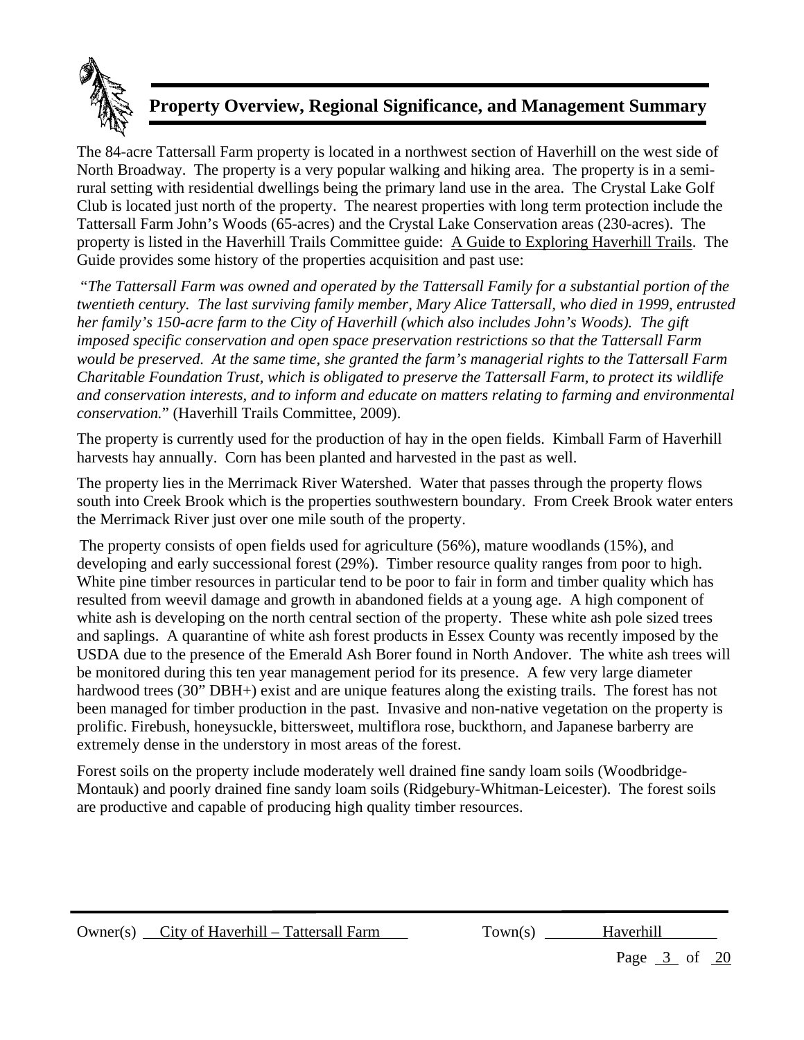# Property Overview, Regional Significance, and Management Summary

The 84-acre Tattersall Farm property is located in a northwest section of Haverhill on the west side of North Broadway. The property is a very popular walking and hiking area. The property is in a semi-rural setting with residential dwellings being the primary land use in the area. The Crystal Lake Golf Club is located just north of the property. The nearest properties with long term protection include the Tattersall Farm John's Woods (65-acres) and the Crystal Lake Conservation areas (230-acres). The property is listed in the Haverhill Trails Committee guide: A Guide to Exploring Haverhill Trails. The Guide provides some history of the properties acquisition and past use:

"*The Tattersall Farm was owned and operated by the Tattersall Family for a substantial portion of the twentieth century. The last surviving family member, Mary Alice Tattersall, who died in 1999, entrusted her family's 150-acre farm to the City of Haverhill (which also includes John's Woods). The gift imposed specific conservation and open space preservation restrictions so that the Tattersall Farm would be preserved. At the same time, she granted the farm's managerial rights to the Tattersall Farm Charitable Foundation Trust, which is obligated to preserve the Tattersall Farm, to protect its wildlife and conservation interests, and to inform and educate on matters relating to farming and environmental conservation.*" (Haverhill Trails Committee, 2009).

The property is currently used for the production of hay in the open fields. Kimball Farm of Haverhill harvests hay annually. Corn has been planted and harvested in the past as well.

The property lies in the Merrimack River Watershed. Water that passes through the property flows south into Creek Brook which is the properties southwestern boundary. From Creek Brook water enters the Merrimack River just over one mile south of the property.

The property consists of open fields used for agriculture (56%), mature woodlands (15%), and developing and early successional forest (29%). Timber resource quality ranges from poor to high. White pine timber resources in particular tend to be poor to fair in form and timber quality which has resulted from weevil damage and growth in abandoned fields at a young age. A high component of white ash is developing on the north central section of the property. These white ash pole sized trees and saplings. A quarantine of white ash forest products in Essex County was recently imposed by the USDA due to the presence of the Emerald Ash Borer found in North Andover. The white ash trees will be monitored during this ten year management period for its presence. A few very large diameter hardwood trees (30" DBH+) exist and are unique features along the existing trails. The forest has not been managed for timber production in the past. Invasive and non-native vegetation on the property is prolific. Firebush, honeysuckle, bittersweet, multiflora rose, buckthorn, and Japanese barberry are extremely dense in the understory in most areas of the forest.

Forest soils on the property include moderately well drained fine sandy loam soils (Woodbridge-Montauk) and poorly drained fine sandy loam soils (Ridgebury-Whitman-Leicester). The forest soils are productive and capable of producing high quality timber resources.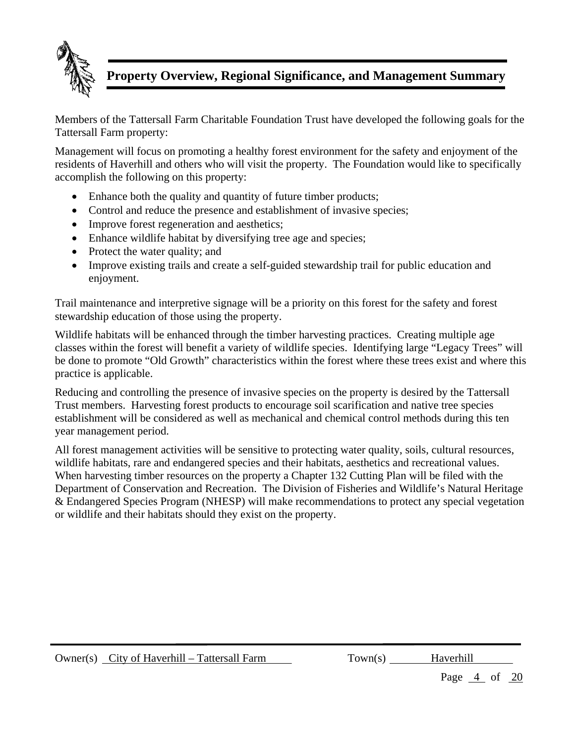## Property Overview, Regional Significance, and Management Summary

Members of the Tattersall Farm Charitable Foundation Trust have developed the following goals for the Tattersall Farm property:

Management will focus on promoting a healthy forest environment for the safety and enjoyment of the residents of Haverhill and others who will visit the property. The Foundation would like to specifically accomplish the following on this property:

- Enhance both the quality and quantity of future timber products;
- Control and reduce the presence and establishment of invasive species;
- Improve forest regeneration and aesthetics;
- Enhance wildlife habitat by diversifying tree age and species;
- Protect the water quality; and
- Improve existing trails and create a self-guided stewardship trail for public education and enjoyment.

Trail maintenance and interpretive signage will be a priority on this forest for the safety and forest stewardship education of those using the property.

Wildlife habitats will be enhanced through the timber harvesting practices. Creating multiple age classes within the forest will benefit a variety of wildlife species. Identifying large "Legacy Trees" will be done to promote "Old Growth" characteristics within the forest where these trees exist and where this practice is applicable.

Reducing and controlling the presence of invasive species on the property is desired by the Tattersall Trust members. Harvesting forest products to encourage soil scarification and native tree species establishment will be considered as well as mechanical and chemical control methods during this ten year management period.

All forest management activities will be sensitive to protecting water quality, soils, cultural resources, wildlife habitats, rare and endangered species and their habitats, aesthetics and recreational values. When harvesting timber resources on the property a Chapter 132 Cutting Plan will be filed with the Department of Conservation and Recreation. The Division of Fisheries and Wildlife's Natural Heritage & Endangered Species Program (NHESP) will make recommendations to protect any special vegetation or wildlife and their habitats should they exist on the property.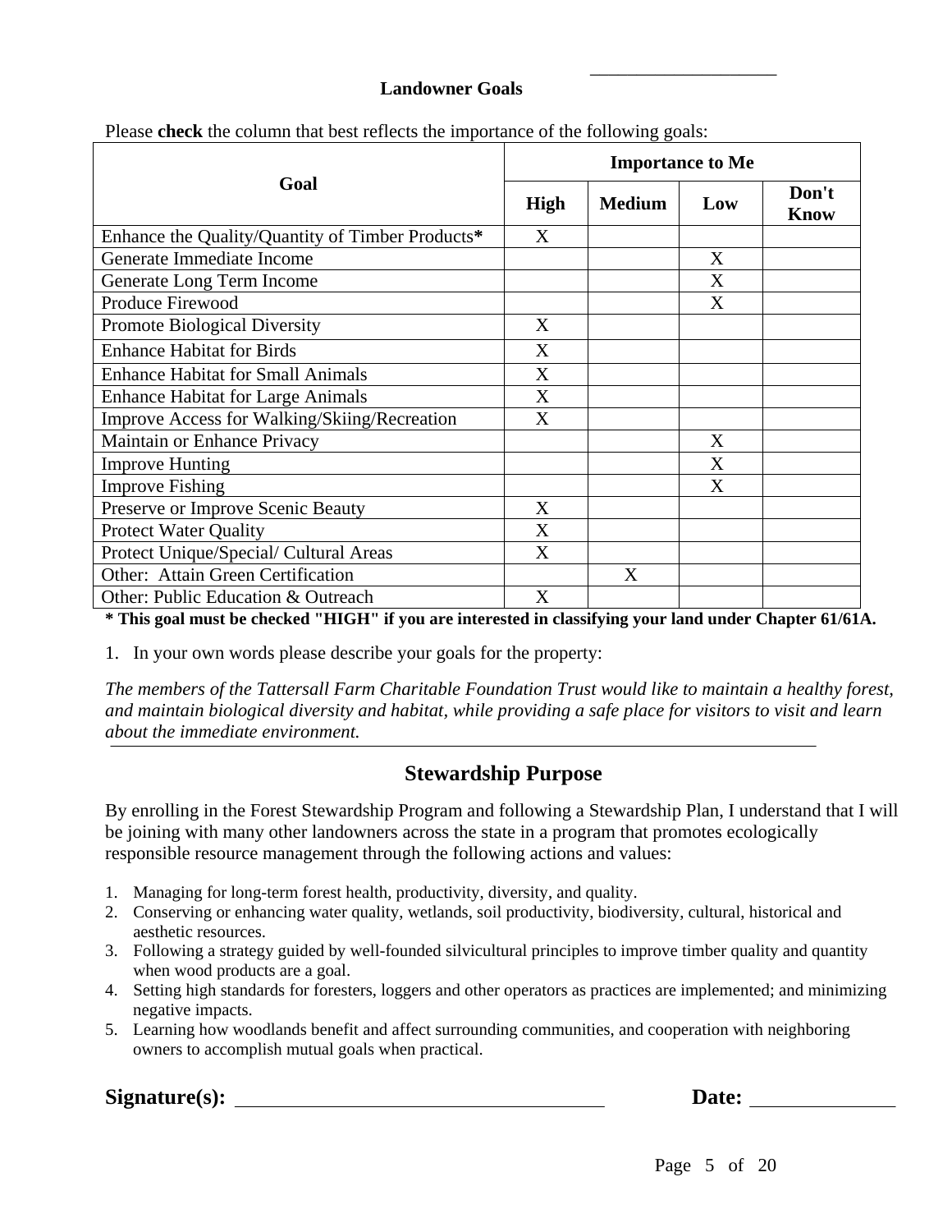## Landowner Goals

Please **check** the column that best reflects the importance of the following goals:

| Goal | Importance to Me | | | |
|---|---|---|---|---|
| | **High** | **Medium** | **Low** | **Don't Know** |
| Enhance the Quality/Quantity of Timber Products**\*** | X | | | |
| Generate Immediate Income | | | X | |
| Generate Long Term Income | | | X | |
| Produce Firewood | | | X | |
| Promote Biological Diversity | X | | | |
| Enhance Habitat for Birds | X | | | |
| Enhance Habitat for Small Animals | X | | | |
| Enhance Habitat for Large Animals | X | | | |
| Improve Access for Walking/Skiing/Recreation | X | | | |
| Maintain or Enhance Privacy | | | X | |
| Improve Hunting | | | X | |
| Improve Fishing | | | X | |
| Preserve or Improve Scenic Beauty | X | | | |
| Protect Water Quality | X | | | |
| Protect Unique/Special/ Cultural Areas | X | | | |
| Other: Attain Green Certification | | X | | |
| Other: Public Education & Outreach | X | | | |

**\* This goal must be checked "HIGH" if you are interested in classifying your land under Chapter 61/61A.**

1. In your own words please describe your goals for the property:

*The members of the Tattersall Farm Charitable Foundation Trust would like to maintain a healthy forest, and maintain biological diversity and habitat, while providing a safe place for visitors to visit and learn about the immediate environment.*

## Stewardship Purpose

By enrolling in the Forest Stewardship Program and following a Stewardship Plan, I understand that I will be joining with many other landowners across the state in a program that promotes ecologically responsible resource management through the following actions and values:

1. Managing for long-term forest health, productivity, diversity, and quality.
2. Conserving or enhancing water quality, wetlands, soil productivity, biodiversity, cultural, historical and aesthetic resources.
3. Following a strategy guided by well-founded silvicultural principles to improve timber quality and quantity when wood products are a goal.
4. Setting high standards for foresters, loggers and other operators as practices are implemented; and minimizing negative impacts.
5. Learning how woodlands benefit and affect surrounding communities, and cooperation with neighboring owners to accomplish mutual goals when practical.

**Signature(s):** ____________________________________ **Date:** ______________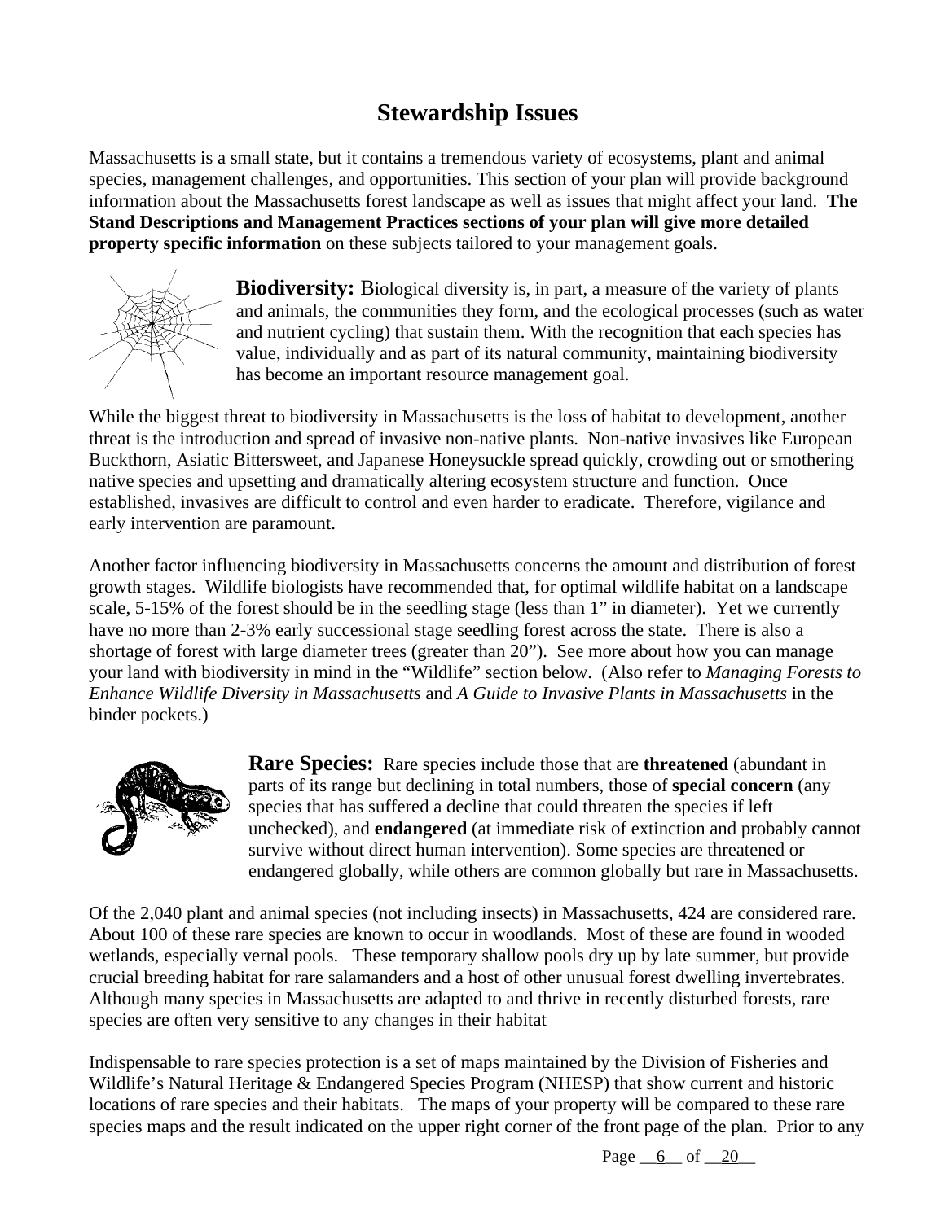# Stewardship Issues

Massachusetts is a small state, but it contains a tremendous variety of ecosystems, plant and animal species, management challenges, and opportunities. This section of your plan will provide background information about the Massachusetts forest landscape as well as issues that might affect your land. **The Stand Descriptions and Management Practices sections of your plan will give more detailed property specific information** on these subjects tailored to your management goals.

**Biodiversity:** Biological diversity is, in part, a measure of the variety of plants and animals, the communities they form, and the ecological processes (such as water and nutrient cycling) that sustain them. With the recognition that each species has value, individually and as part of its natural community, maintaining biodiversity has become an important resource management goal.

While the biggest threat to biodiversity in Massachusetts is the loss of habitat to development, another threat is the introduction and spread of invasive non-native plants. Non-native invasives like European Buckthorn, Asiatic Bittersweet, and Japanese Honeysuckle spread quickly, crowding out or smothering native species and upsetting and dramatically altering ecosystem structure and function. Once established, invasives are difficult to control and even harder to eradicate. Therefore, vigilance and early intervention are paramount.

Another factor influencing biodiversity in Massachusetts concerns the amount and distribution of forest growth stages. Wildlife biologists have recommended that, for optimal wildlife habitat on a landscape scale, 5-15% of the forest should be in the seedling stage (less than 1" in diameter). Yet we currently have no more than 2-3% early successional stage seedling forest across the state. There is also a shortage of forest with large diameter trees (greater than 20"). See more about how you can manage your land with biodiversity in mind in the "Wildlife" section below. (Also refer to *Managing Forests to Enhance Wildlife Diversity in Massachusetts* and *A Guide to Invasive Plants in Massachusetts* in the binder pockets.)

**Rare Species:** Rare species include those that are **threatened** (abundant in parts of its range but declining in total numbers, those of **special concern** (any species that has suffered a decline that could threaten the species if left unchecked), and **endangered** (at immediate risk of extinction and probably cannot survive without direct human intervention). Some species are threatened or endangered globally, while others are common globally but rare in Massachusetts.

Of the 2,040 plant and animal species (not including insects) in Massachusetts, 424 are considered rare. About 100 of these rare species are known to occur in woodlands. Most of these are found in wooded wetlands, especially vernal pools. These temporary shallow pools dry up by late summer, but provide crucial breeding habitat for rare salamanders and a host of other unusual forest dwelling invertebrates. Although many species in Massachusetts are adapted to and thrive in recently disturbed forests, rare species are often very sensitive to any changes in their habitat

Indispensable to rare species protection is a set of maps maintained by the Division of Fisheries and Wildlife's Natural Heritage & Endangered Species Program (NHESP) that show current and historic locations of rare species and their habitats. The maps of your property will be compared to these rare species maps and the result indicated on the upper right corner of the front page of the plan. Prior to any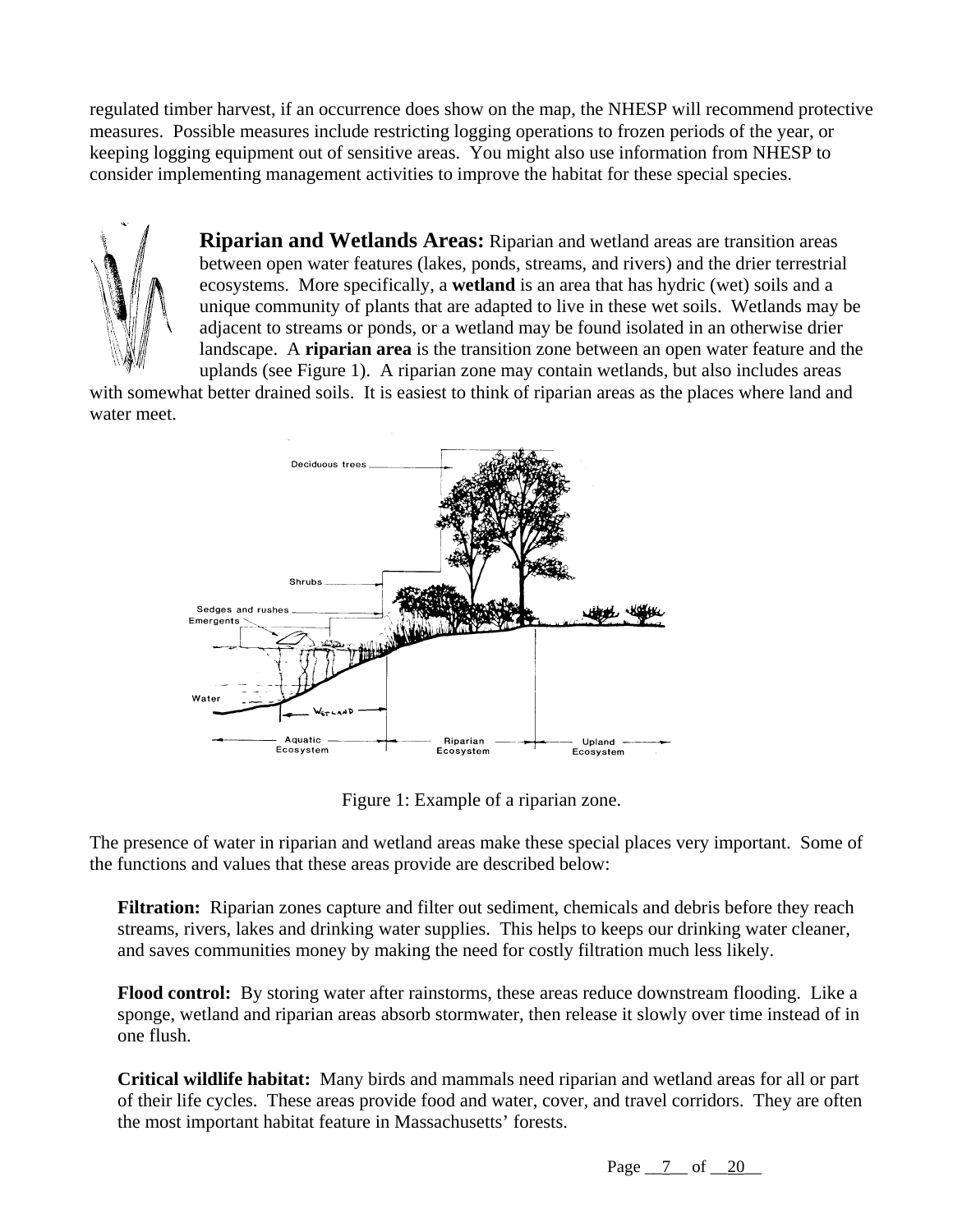regulated timber harvest, if an occurrence does show on the map, the NHESP will recommend protective measures. Possible measures include restricting logging operations to frozen periods of the year, or keeping logging equipment out of sensitive areas. You might also use information from NHESP to consider implementing management activities to improve the habitat for these special species.

**Riparian and Wetlands Areas:** Riparian and wetland areas are transition areas between open water features (lakes, ponds, streams, and rivers) and the drier terrestrial ecosystems. More specifically, a **wetland** is an area that has hydric (wet) soils and a unique community of plants that are adapted to live in these wet soils. Wetlands may be adjacent to streams or ponds, or a wetland may be found isolated in an otherwise drier landscape. A **riparian area** is the transition zone between an open water feature and the uplands (see Figure 1). A riparian zone may contain wetlands, but also includes areas with somewhat better drained soils. It is easiest to think of riparian areas as the places where land and water meet.

Deciduous trees
Shrubs
Sedges and rushes
Emergents
Water
Wetland
Aquatic Ecosystem
Riparian Ecosystem
Upland Ecosystem

Figure 1: Example of a riparian zone.

The presence of water in riparian and wetland areas make these special places very important. Some of the functions and values that these areas provide are described below:

**Filtration:** Riparian zones capture and filter out sediment, chemicals and debris before they reach streams, rivers, lakes and drinking water supplies. This helps to keeps our drinking water cleaner, and saves communities money by making the need for costly filtration much less likely.

**Flood control:** By storing water after rainstorms, these areas reduce downstream flooding. Like a sponge, wetland and riparian areas absorb stormwater, then release it slowly over time instead of in one flush.

**Critical wildlife habitat:** Many birds and mammals need riparian and wetland areas for all or part of their life cycles. These areas provide food and water, cover, and travel corridors. They are often the most important habitat feature in Massachusetts' forests.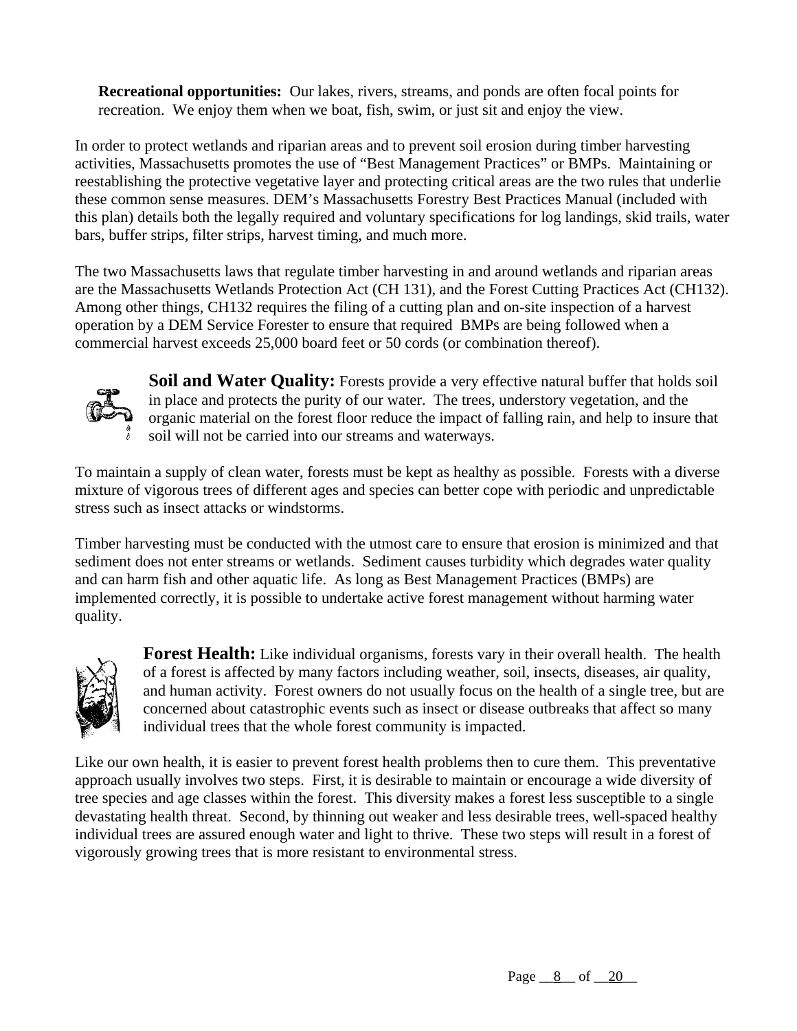**Recreational opportunities:** Our lakes, rivers, streams, and ponds are often focal points for recreation. We enjoy them when we boat, fish, swim, or just sit and enjoy the view.

In order to protect wetlands and riparian areas and to prevent soil erosion during timber harvesting activities, Massachusetts promotes the use of "Best Management Practices" or BMPs. Maintaining or reestablishing the protective vegetative layer and protecting critical areas are the two rules that underlie these common sense measures. DEM's Massachusetts Forestry Best Practices Manual (included with this plan) details both the legally required and voluntary specifications for log landings, skid trails, water bars, buffer strips, filter strips, harvest timing, and much more.

The two Massachusetts laws that regulate timber harvesting in and around wetlands and riparian areas are the Massachusetts Wetlands Protection Act (CH 131), and the Forest Cutting Practices Act (CH132). Among other things, CH132 requires the filing of a cutting plan and on-site inspection of a harvest operation by a DEM Service Forester to ensure that required BMPs are being followed when a commercial harvest exceeds 25,000 board feet or 50 cords (or combination thereof).

**Soil and Water Quality:** Forests provide a very effective natural buffer that holds soil in place and protects the purity of our water. The trees, understory vegetation, and the organic material on the forest floor reduce the impact of falling rain, and help to insure that soil will not be carried into our streams and waterways.

To maintain a supply of clean water, forests must be kept as healthy as possible. Forests with a diverse mixture of vigorous trees of different ages and species can better cope with periodic and unpredictable stress such as insect attacks or windstorms.

Timber harvesting must be conducted with the utmost care to ensure that erosion is minimized and that sediment does not enter streams or wetlands. Sediment causes turbidity which degrades water quality and can harm fish and other aquatic life. As long as Best Management Practices (BMPs) are implemented correctly, it is possible to undertake active forest management without harming water quality.

**Forest Health:** Like individual organisms, forests vary in their overall health. The health of a forest is affected by many factors including weather, soil, insects, diseases, air quality, and human activity. Forest owners do not usually focus on the health of a single tree, but are concerned about catastrophic events such as insect or disease outbreaks that affect so many individual trees that the whole forest community is impacted.

Like our own health, it is easier to prevent forest health problems then to cure them. This preventative approach usually involves two steps. First, it is desirable to maintain or encourage a wide diversity of tree species and age classes within the forest. This diversity makes a forest less susceptible to a single devastating health threat. Second, by thinning out weaker and less desirable trees, well-spaced healthy individual trees are assured enough water and light to thrive. These two steps will result in a forest of vigorously growing trees that is more resistant to environmental stress.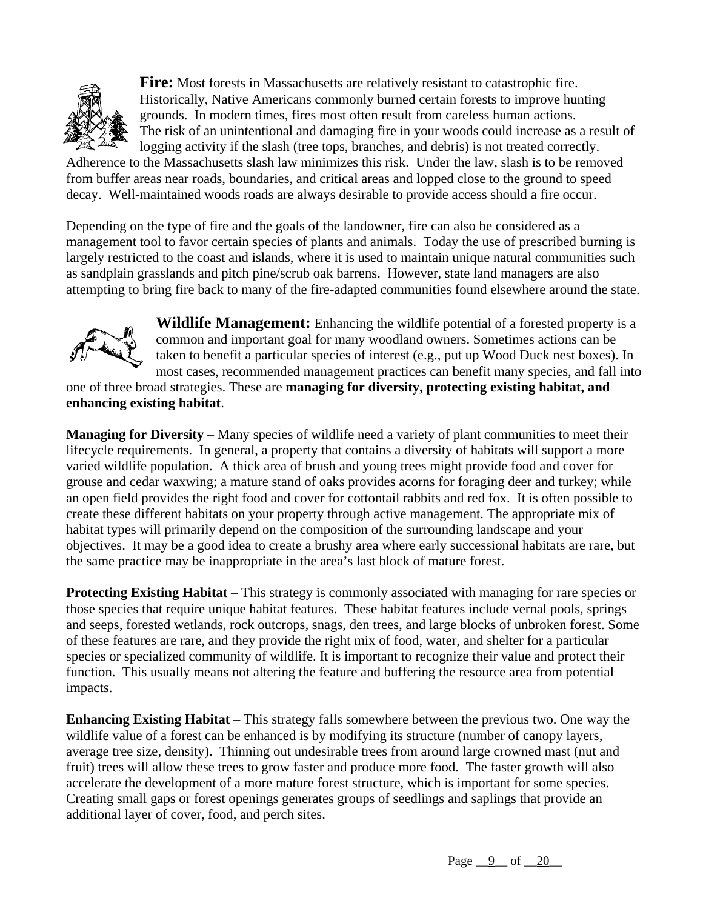**Fire:** Most forests in Massachusetts are relatively resistant to catastrophic fire. Historically, Native Americans commonly burned certain forests to improve hunting grounds. In modern times, fires most often result from careless human actions. The risk of an unintentional and damaging fire in your woods could increase as a result of logging activity if the slash (tree tops, branches, and debris) is not treated correctly. Adherence to the Massachusetts slash law minimizes this risk. Under the law, slash is to be removed from buffer areas near roads, boundaries, and critical areas and lopped close to the ground to speed decay. Well-maintained woods roads are always desirable to provide access should a fire occur.

Depending on the type of fire and the goals of the landowner, fire can also be considered as a management tool to favor certain species of plants and animals. Today the use of prescribed burning is largely restricted to the coast and islands, where it is used to maintain unique natural communities such as sandplain grasslands and pitch pine/scrub oak barrens. However, state land managers are also attempting to bring fire back to many of the fire-adapted communities found elsewhere around the state.

**Wildlife Management:** Enhancing the wildlife potential of a forested property is a common and important goal for many woodland owners. Sometimes actions can be taken to benefit a particular species of interest (e.g., put up Wood Duck nest boxes). In most cases, recommended management practices can benefit many species, and fall into one of three broad strategies. These are **managing for diversity, protecting existing habitat, and enhancing existing habitat**.

**Managing for Diversity** – Many species of wildlife need a variety of plant communities to meet their lifecycle requirements. In general, a property that contains a diversity of habitats will support a more varied wildlife population. A thick area of brush and young trees might provide food and cover for grouse and cedar waxwing; a mature stand of oaks provides acorns for foraging deer and turkey; while an open field provides the right food and cover for cottontail rabbits and red fox. It is often possible to create these different habitats on your property through active management. The appropriate mix of habitat types will primarily depend on the composition of the surrounding landscape and your objectives. It may be a good idea to create a brushy area where early successional habitats are rare, but the same practice may be inappropriate in the area's last block of mature forest.

**Protecting Existing Habitat** – This strategy is commonly associated with managing for rare species or those species that require unique habitat features. These habitat features include vernal pools, springs and seeps, forested wetlands, rock outcrops, snags, den trees, and large blocks of unbroken forest. Some of these features are rare, and they provide the right mix of food, water, and shelter for a particular species or specialized community of wildlife. It is important to recognize their value and protect their function. This usually means not altering the feature and buffering the resource area from potential impacts.

**Enhancing Existing Habitat** – This strategy falls somewhere between the previous two. One way the wildlife value of a forest can be enhanced is by modifying its structure (number of canopy layers, average tree size, density). Thinning out undesirable trees from around large crowned mast (nut and fruit) trees will allow these trees to grow faster and produce more food. The faster growth will also accelerate the development of a more mature forest structure, which is important for some species. Creating small gaps or forest openings generates groups of seedlings and saplings that provide an additional layer of cover, food, and perch sites.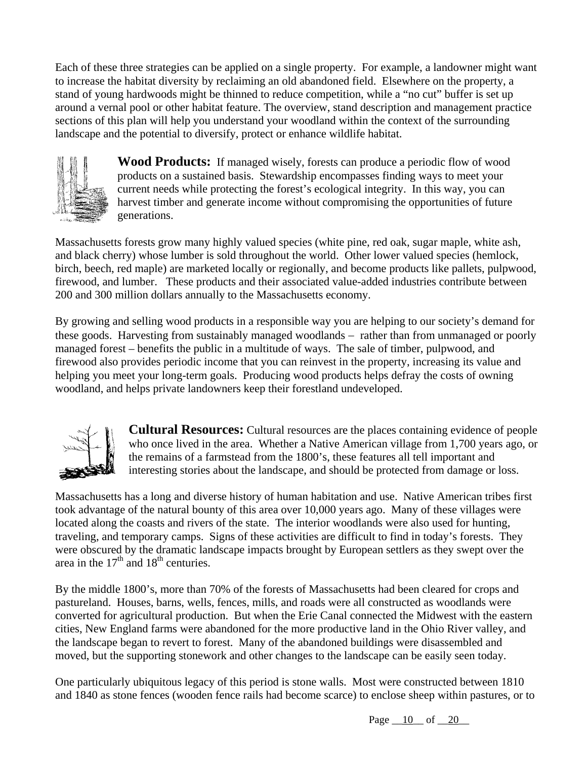Each of these three strategies can be applied on a single property. For example, a landowner might want to increase the habitat diversity by reclaiming an old abandoned field. Elsewhere on the property, a stand of young hardwoods might be thinned to reduce competition, while a "no cut" buffer is set up around a vernal pool or other habitat feature. The overview, stand description and management practice sections of this plan will help you understand your woodland within the context of the surrounding landscape and the potential to diversify, protect or enhance wildlife habitat.

**Wood Products:** If managed wisely, forests can produce a periodic flow of wood products on a sustained basis. Stewardship encompasses finding ways to meet your current needs while protecting the forest's ecological integrity. In this way, you can harvest timber and generate income without compromising the opportunities of future generations.

Massachusetts forests grow many highly valued species (white pine, red oak, sugar maple, white ash, and black cherry) whose lumber is sold throughout the world. Other lower valued species (hemlock, birch, beech, red maple) are marketed locally or regionally, and become products like pallets, pulpwood, firewood, and lumber. These products and their associated value-added industries contribute between 200 and 300 million dollars annually to the Massachusetts economy.

By growing and selling wood products in a responsible way you are helping to our society's demand for these goods. Harvesting from sustainably managed woodlands – rather than from unmanaged or poorly managed forest – benefits the public in a multitude of ways. The sale of timber, pulpwood, and firewood also provides periodic income that you can reinvest in the property, increasing its value and helping you meet your long-term goals. Producing wood products helps defray the costs of owning woodland, and helps private landowners keep their forestland undeveloped.

**Cultural Resources:** Cultural resources are the places containing evidence of people who once lived in the area. Whether a Native American village from 1,700 years ago, or the remains of a farmstead from the 1800's, these features all tell important and interesting stories about the landscape, and should be protected from damage or loss.

Massachusetts has a long and diverse history of human habitation and use. Native American tribes first took advantage of the natural bounty of this area over 10,000 years ago. Many of these villages were located along the coasts and rivers of the state. The interior woodlands were also used for hunting, traveling, and temporary camps. Signs of these activities are difficult to find in today's forests. They were obscured by the dramatic landscape impacts brought by European settlers as they swept over the area in the 17th and 18th centuries.

By the middle 1800's, more than 70% of the forests of Massachusetts had been cleared for crops and pastureland. Houses, barns, wells, fences, mills, and roads were all constructed as woodlands were converted for agricultural production. But when the Erie Canal connected the Midwest with the eastern cities, New England farms were abandoned for the more productive land in the Ohio River valley, and the landscape began to revert to forest. Many of the abandoned buildings were disassembled and moved, but the supporting stonework and other changes to the landscape can be easily seen today.

One particularly ubiquitous legacy of this period is stone walls. Most were constructed between 1810 and 1840 as stone fences (wooden fence rails had become scarce) to enclose sheep within pastures, or to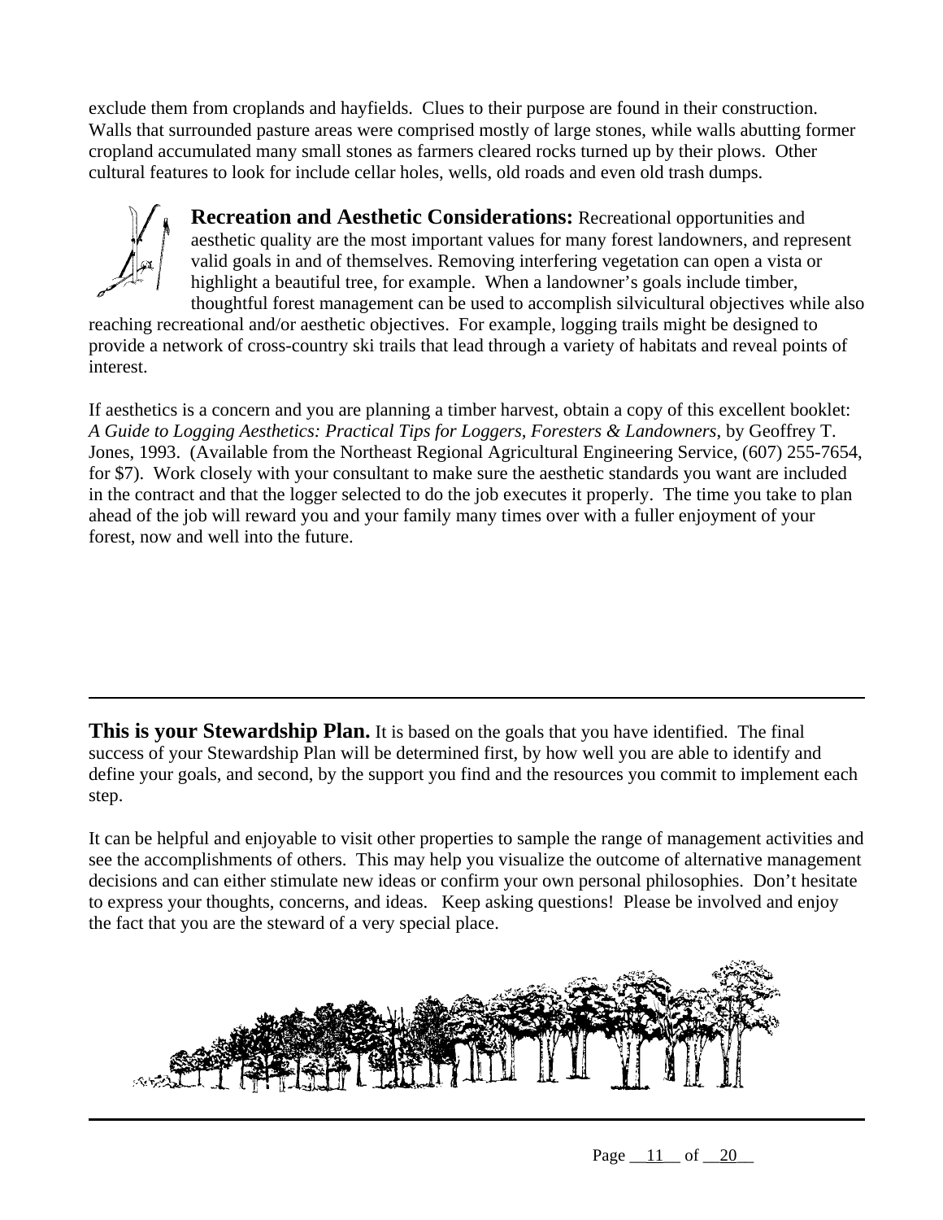exclude them from croplands and hayfields. Clues to their purpose are found in their construction. Walls that surrounded pasture areas were comprised mostly of large stones, while walls abutting former cropland accumulated many small stones as farmers cleared rocks turned up by their plows. Other cultural features to look for include cellar holes, wells, old roads and even old trash dumps.

**Recreation and Aesthetic Considerations:** Recreational opportunities and aesthetic quality are the most important values for many forest landowners, and represent valid goals in and of themselves. Removing interfering vegetation can open a vista or highlight a beautiful tree, for example. When a landowner's goals include timber, thoughtful forest management can be used to accomplish silvicultural objectives while also reaching recreational and/or aesthetic objectives. For example, logging trails might be designed to provide a network of cross-country ski trails that lead through a variety of habitats and reveal points of interest.

If aesthetics is a concern and you are planning a timber harvest, obtain a copy of this excellent booklet: *A Guide to Logging Aesthetics: Practical Tips for Loggers, Foresters & Landowners*, by Geoffrey T. Jones, 1993. (Available from the Northeast Regional Agricultural Engineering Service, (607) 255-7654, for $7). Work closely with your consultant to make sure the aesthetic standards you want are included in the contract and that the logger selected to do the job executes it properly. The time you take to plan ahead of the job will reward you and your family many times over with a fuller enjoyment of your forest, now and well into the future.

---

**This is your Stewardship Plan.** It is based on the goals that you have identified. The final success of your Stewardship Plan will be determined first, by how well you are able to identify and define your goals, and second, by the support you find and the resources you commit to implement each step.

It can be helpful and enjoyable to visit other properties to sample the range of management activities and see the accomplishments of others. This may help you visualize the outcome of alternative management decisions and can either stimulate new ideas or confirm your own personal philosophies. Don't hesitate to express your thoughts, concerns, and ideas. Keep asking questions! Please be involved and enjoy the fact that you are the steward of a very special place.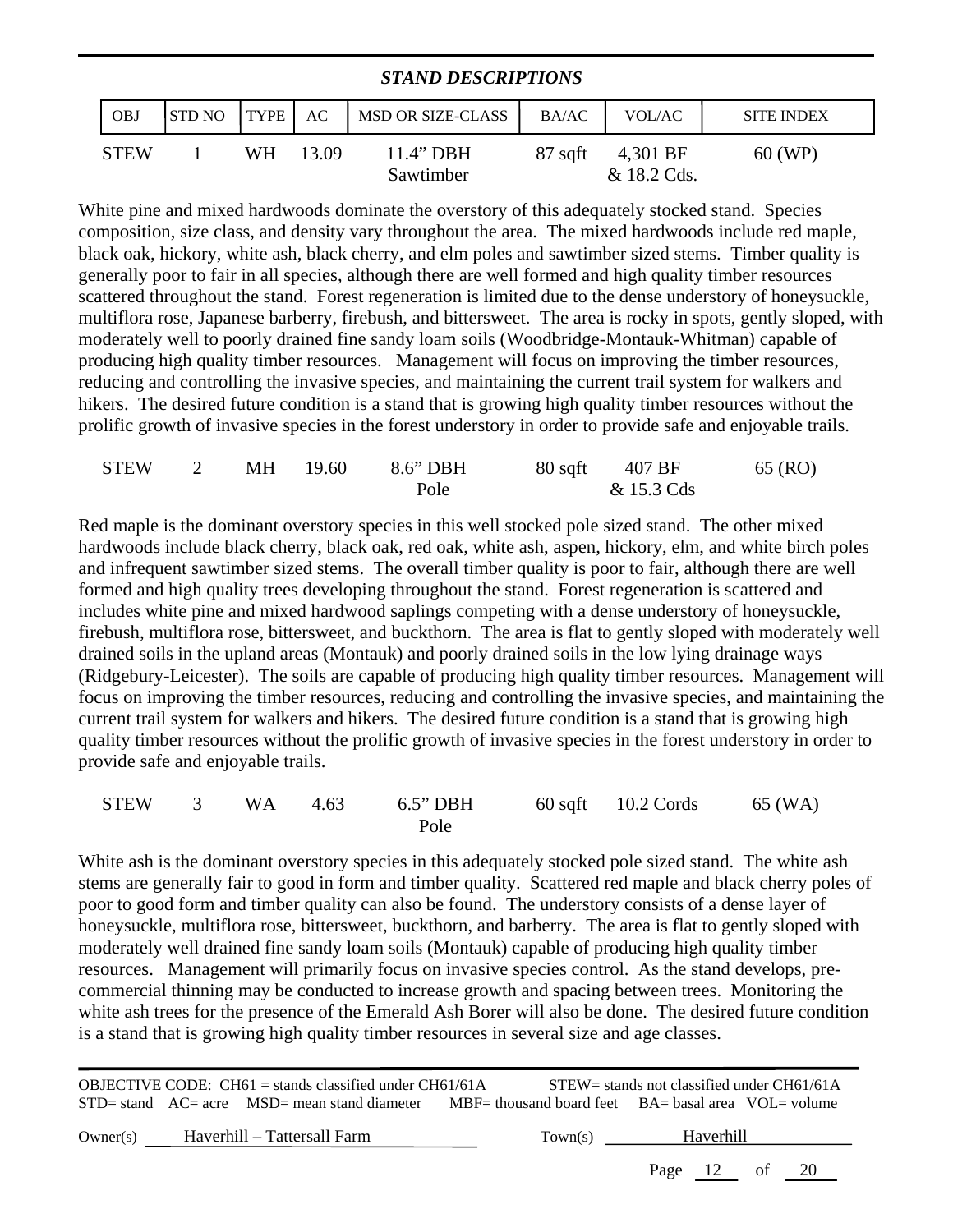### *STAND DESCRIPTIONS*

| OBJ | STD NO | TYPE | AC | MSD OR SIZE-CLASS | BA/AC | VOL/AC | SITE INDEX |
|---|---|---|---|---|---|---|---|
| STEW | 1 | WH | 13.09 | 11.4" DBH Sawtimber | 87 sqft | 4,301 BF & 18.2 Cds. | 60 (WP) |

White pine and mixed hardwoods dominate the overstory of this adequately stocked stand. Species composition, size class, and density vary throughout the area. The mixed hardwoods include red maple, black oak, hickory, white ash, black cherry, and elm poles and sawtimber sized stems. Timber quality is generally poor to fair in all species, although there are well formed and high quality timber resources scattered throughout the stand. Forest regeneration is limited due to the dense understory of honeysuckle, multiflora rose, Japanese barberry, firebush, and bittersweet. The area is rocky in spots, gently sloped, with moderately well to poorly drained fine sandy loam soils (Woodbridge-Montauk-Whitman) capable of producing high quality timber resources. Management will focus on improving the timber resources, reducing and controlling the invasive species, and maintaining the current trail system for walkers and hikers. The desired future condition is a stand that is growing high quality timber resources without the prolific growth of invasive species in the forest understory in order to provide safe and enjoyable trails.

| OBJ | STD NO | TYPE | AC | MSD OR SIZE-CLASS | BA/AC | VOL/AC | SITE INDEX |
|---|---|---|---|---|---|---|---|
| STEW | 2 | MH | 19.60 | 8.6" DBH Pole | 80 sqft | 407 BF & 15.3 Cds | 65 (RO) |

Red maple is the dominant overstory species in this well stocked pole sized stand. The other mixed hardwoods include black cherry, black oak, red oak, white ash, aspen, hickory, elm, and white birch poles and infrequent sawtimber sized stems. The overall timber quality is poor to fair, although there are well formed and high quality trees developing throughout the stand. Forest regeneration is scattered and includes white pine and mixed hardwood saplings competing with a dense understory of honeysuckle, firebush, multiflora rose, bittersweet, and buckthorn. The area is flat to gently sloped with moderately well drained soils in the upland areas (Montauk) and poorly drained soils in the low lying drainage ways (Ridgebury-Leicester). The soils are capable of producing high quality timber resources. Management will focus on improving the timber resources, reducing and controlling the invasive species, and maintaining the current trail system for walkers and hikers. The desired future condition is a stand that is growing high quality timber resources without the prolific growth of invasive species in the forest understory in order to provide safe and enjoyable trails.

| OBJ | STD NO | TYPE | AC | MSD OR SIZE-CLASS | BA/AC | VOL/AC | SITE INDEX |
|---|---|---|---|---|---|---|---|
| STEW | 3 | WA | 4.63 | 6.5" DBH Pole | 60 sqft | 10.2 Cords | 65 (WA) |

White ash is the dominant overstory species in this adequately stocked pole sized stand. The white ash stems are generally fair to good in form and timber quality. Scattered red maple and black cherry poles of poor to good form and timber quality can also be found. The understory consists of a dense layer of honeysuckle, multiflora rose, bittersweet, buckthorn, and barberry. The area is flat to gently sloped with moderately well drained fine sandy loam soils (Montauk) capable of producing high quality timber resources. Management will primarily focus on invasive species control. As the stand develops, pre-commercial thinning may be conducted to increase growth and spacing between trees. Monitoring the white ash trees for the presence of the Emerald Ash Borer will also be done. The desired future condition is a stand that is growing high quality timber resources in several size and age classes.

OBJECTIVE CODE: CH61 = stands classified under CH61/61A STEW= stands not classified under CH61/61A
STD= stand AC= acre MSD= mean stand diameter MBF= thousand board feet BA= basal area VOL= volume

Owner(s) Haverhill – Tattersall Farm Town(s) Haverhill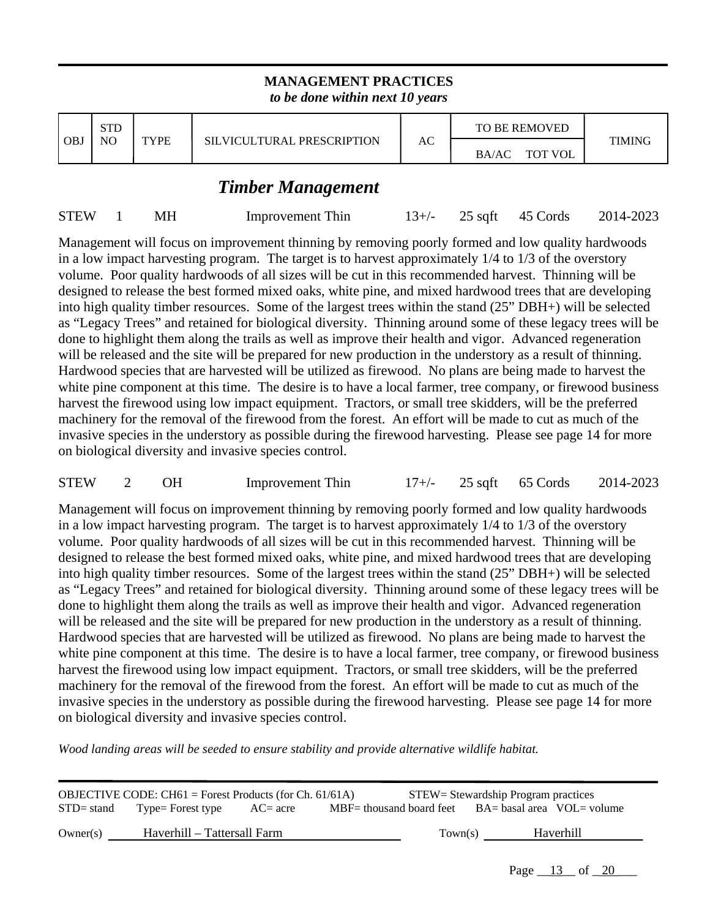## MANAGEMENT PRACTICES

*to be done within next 10 years*

| OBJ | STD NO | TYPE | SILVICULTURAL PRESCRIPTION | AC | TO BE REMOVED | | TIMING |
|---|---|---|---|---|---|---|---|
| | | | | | BA/AC | TOT VOL | |
| | | | ***Timber Management*** | | | | |
| STEW | 1 | MH | Improvement Thin | 13+/- | 25 sqft | 45 Cords | 2014-2023 |

Management will focus on improvement thinning by removing poorly formed and low quality hardwoods in a low impact harvesting program. The target is to harvest approximately 1/4 to 1/3 of the overstory volume. Poor quality hardwoods of all sizes will be cut in this recommended harvest. Thinning will be designed to release the best formed mixed oaks, white pine, and mixed hardwood trees that are developing into high quality timber resources. Some of the largest trees within the stand (25" DBH+) will be selected as "Legacy Trees" and retained for biological diversity. Thinning around some of these legacy trees will be done to highlight them along the trails as well as improve their health and vigor. Advanced regeneration will be released and the site will be prepared for new production in the understory as a result of thinning. Hardwood species that are harvested will be utilized as firewood. No plans are being made to harvest the white pine component at this time. The desire is to have a local farmer, tree company, or firewood business harvest the firewood using low impact equipment. Tractors, or small tree skidders, will be the preferred machinery for the removal of the firewood from the forest. An effort will be made to cut as much of the invasive species in the understory as possible during the firewood harvesting. Please see page 14 for more on biological diversity and invasive species control.

| | | | | | | | |
|---|---|---|---|---|---|---|---|
| STEW | 2 | OH | Improvement Thin | 17+/- | 25 sqft | 65 Cords | 2014-2023 |

Management will focus on improvement thinning by removing poorly formed and low quality hardwoods in a low impact harvesting program. The target is to harvest approximately 1/4 to 1/3 of the overstory volume. Poor quality hardwoods of all sizes will be cut in this recommended harvest. Thinning will be designed to release the best formed mixed oaks, white pine, and mixed hardwood trees that are developing into high quality timber resources. Some of the largest trees within the stand (25" DBH+) will be selected as "Legacy Trees" and retained for biological diversity. Thinning around some of these legacy trees will be done to highlight them along the trails as well as improve their health and vigor. Advanced regeneration will be released and the site will be prepared for new production in the understory as a result of thinning. Hardwood species that are harvested will be utilized as firewood. No plans are being made to harvest the white pine component at this time. The desire is to have a local farmer, tree company, or firewood business harvest the firewood using low impact equipment. Tractors, or small tree skidders, will be the preferred machinery for the removal of the firewood from the forest. An effort will be made to cut as much of the invasive species in the understory as possible during the firewood harvesting. Please see page 14 for more on biological diversity and invasive species control.

*Wood landing areas will be seeded to ensure stability and provide alternative wildlife habitat.*

---

OBJECTIVE CODE: CH61 = Forest Products (for Ch. 61/61A) STEW= Stewardship Program practices
STD= stand Type= Forest type AC= acre MBF= thousand board feet BA= basal area VOL= volume

Owner(s) Haverhill – Tattersall Farm Town(s) Haverhill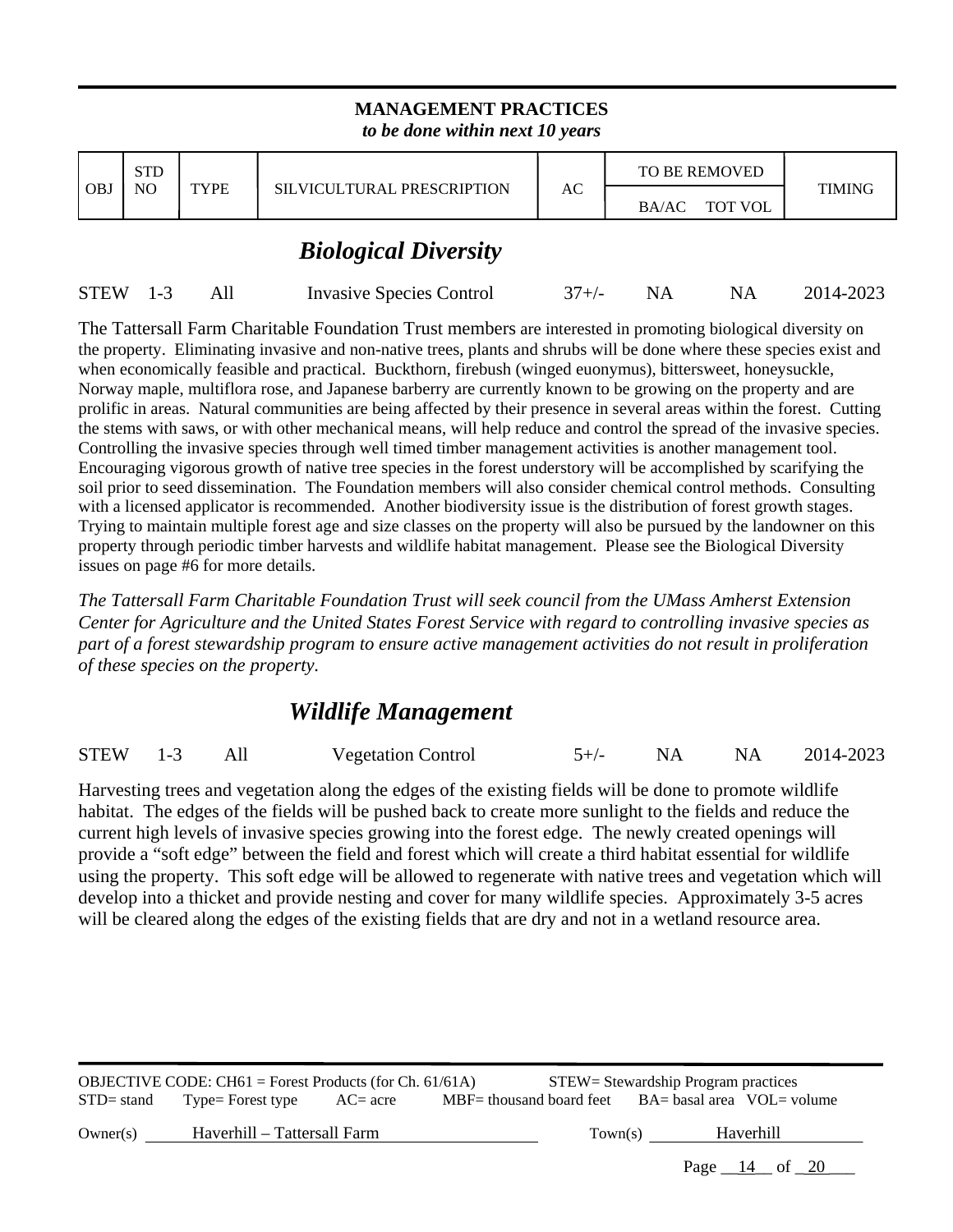## MANAGEMENT PRACTICES
*to be done within next 10 years*

| OBJ | STD NO | TYPE | SILVICULTURAL PRESCRIPTION | AC | TO BE REMOVED | | TIMING |
|---|---|---|---|---|---|---|---|
| | | | | | BA/AC | TOT VOL | |

### *Biological Diversity*

| | | | | | | | |
|---|---|---|---|---|---|---|---|
| STEW | 1-3 | All | Invasive Species Control | 37+/- | NA | NA | 2014-2023 |

The Tattersall Farm Charitable Foundation Trust members are interested in promoting biological diversity on the property. Eliminating invasive and non-native trees, plants and shrubs will be done where these species exist and when economically feasible and practical. Buckthorn, firebush (winged euonymus), bittersweet, honeysuckle, Norway maple, multiflora rose, and Japanese barberry are currently known to be growing on the property and are prolific in areas. Natural communities are being affected by their presence in several areas within the forest. Cutting the stems with saws, or with other mechanical means, will help reduce and control the spread of the invasive species. Controlling the invasive species through well timed timber management activities is another management tool. Encouraging vigorous growth of native tree species in the forest understory will be accomplished by scarifying the soil prior to seed dissemination. The Foundation members will also consider chemical control methods. Consulting with a licensed applicator is recommended. Another biodiversity issue is the distribution of forest growth stages. Trying to maintain multiple forest age and size classes on the property will also be pursued by the landowner on this property through periodic timber harvests and wildlife habitat management. Please see the Biological Diversity issues on page #6 for more details.

*The Tattersall Farm Charitable Foundation Trust will seek council from the UMass Amherst Extension Center for Agriculture and the United States Forest Service with regard to controlling invasive species as part of a forest stewardship program to ensure active management activities do not result in proliferation of these species on the property.*

### *Wildlife Management*

| | | | | | | | |
|---|---|---|---|---|---|---|---|
| STEW | 1-3 | All | Vegetation Control | 5+/- | NA | NA | 2014-2023 |

Harvesting trees and vegetation along the edges of the existing fields will be done to promote wildlife habitat. The edges of the fields will be pushed back to create more sunlight to the fields and reduce the current high levels of invasive species growing into the forest edge. The newly created openings will provide a "soft edge" between the field and forest which will create a third habitat essential for wildlife using the property. This soft edge will be allowed to regenerate with native trees and vegetation which will develop into a thicket and provide nesting and cover for many wildlife species. Approximately 3-5 acres will be cleared along the edges of the existing fields that are dry and not in a wetland resource area.

OBJECTIVE CODE: CH61 = Forest Products (for Ch. 61/61A) STEW= Stewardship Program practices
STD= stand Type= Forest type AC= acre MBF= thousand board feet BA= basal area VOL= volume

Owner(s) Haverhill – Tattersall Farm Town(s) Haverhill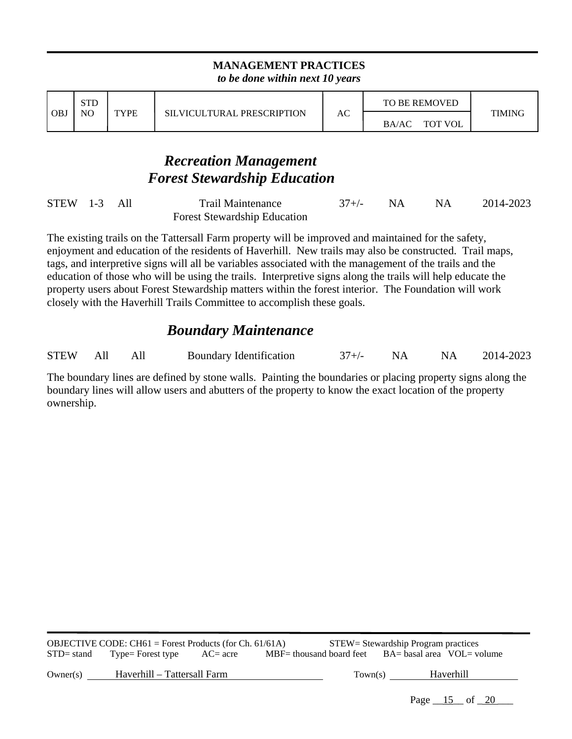## MANAGEMENT PRACTICES

*to be done within next 10 years*

| OBJ | STD NO | TYPE | SILVICULTURAL PRESCRIPTION | AC | TO BE REMOVED | | TIMING |
|---|---|---|---|---|---|---|---|
| | | | | | BA/AC | TOT VOL | |
| | | | ***Recreation Management*** ***Forest Stewardship Education*** | | | | |
| STEW | 1-3 | All | Trail Maintenance Forest Stewardship Education | 37+/- | NA | NA | 2014-2023 |

The existing trails on the Tattersall Farm property will be improved and maintained for the safety, enjoyment and education of the residents of Haverhill. New trails may also be constructed. Trail maps, tags, and interpretive signs will all be variables associated with the management of the trails and the education of those who will be using the trails. Interpretive signs along the trails will help educate the property users about Forest Stewardship matters within the forest interior. The Foundation will work closely with the Haverhill Trails Committee to accomplish these goals.

### *Boundary Maintenance*

| | | | | | | | |
|---|---|---|---|---|---|---|---|
| STEW | All | All | Boundary Identification | 37+/- | NA | NA | 2014-2023 |

The boundary lines are defined by stone walls. Painting the boundaries or placing property signs along the boundary lines will allow users and abutters of the property to know the exact location of the property ownership.

OBJECTIVE CODE: CH61 = Forest Products (for Ch. 61/61A) STEW= Stewardship Program practices
STD= stand Type= Forest type AC= acre MBF= thousand board feet BA= basal area VOL= volume

Owner(s) Haverhill – Tattersall Farm Town(s) Haverhill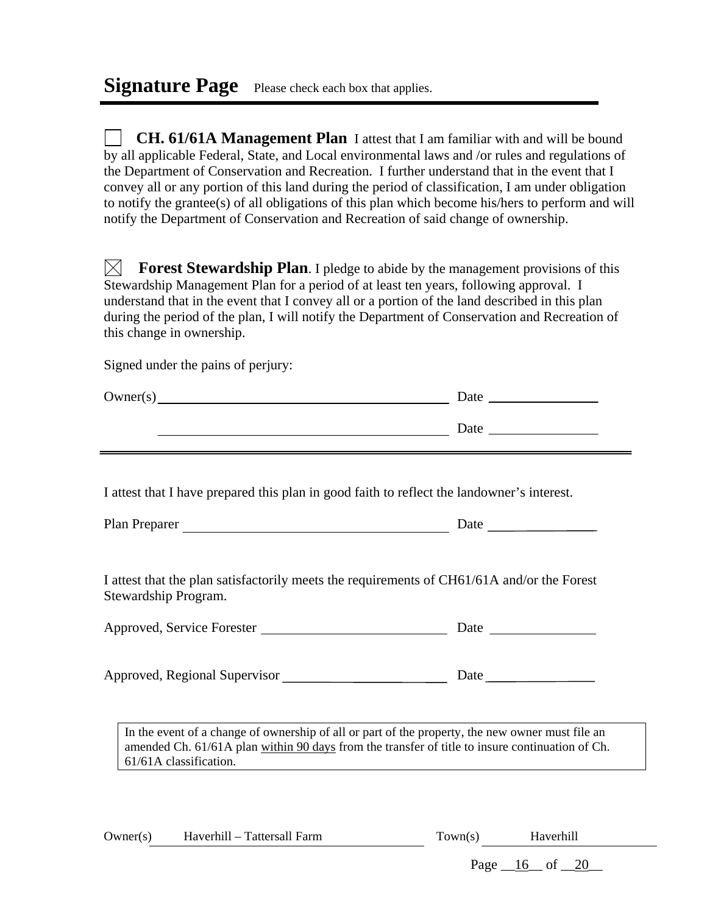# Signature Page

Please check each box that applies.

☐ **CH. 61/61A Management Plan** I attest that I am familiar with and will be bound by all applicable Federal, State, and Local environmental laws and /or rules and regulations of the Department of Conservation and Recreation. I further understand that in the event that I convey all or any portion of this land during the period of classification, I am under obligation to notify the grantee(s) of all obligations of this plan which become his/hers to perform and will notify the Department of Conservation and Recreation of said change of ownership.

☒ **Forest Stewardship Plan**. I pledge to abide by the management provisions of this Stewardship Management Plan for a period of at least ten years, following approval. I understand that in the event that I convey all or a portion of the land described in this plan during the period of the plan, I will notify the Department of Conservation and Recreation of this change in ownership.

Signed under the pains of perjury:

Owner(s) ______________________________ Date ____________

______________________________ Date ____________

---

I attest that I have prepared this plan in good faith to reflect the landowner's interest.

Plan Preparer ______________________________ Date ____________

I attest that the plan satisfactorily meets the requirements of CH61/61A and/or the Forest Stewardship Program.

Approved, Service Forester ______________________________ Date ____________

Approved, Regional Supervisor ______________________________ Date ____________

> In the event of a change of ownership of all or part of the property, the new owner must file an amended Ch. 61/61A plan within 90 days from the transfer of title to insure continuation of Ch. 61/61A classification.

Owner(s) Haverhill – Tattersall Farm Town(s) Haverhill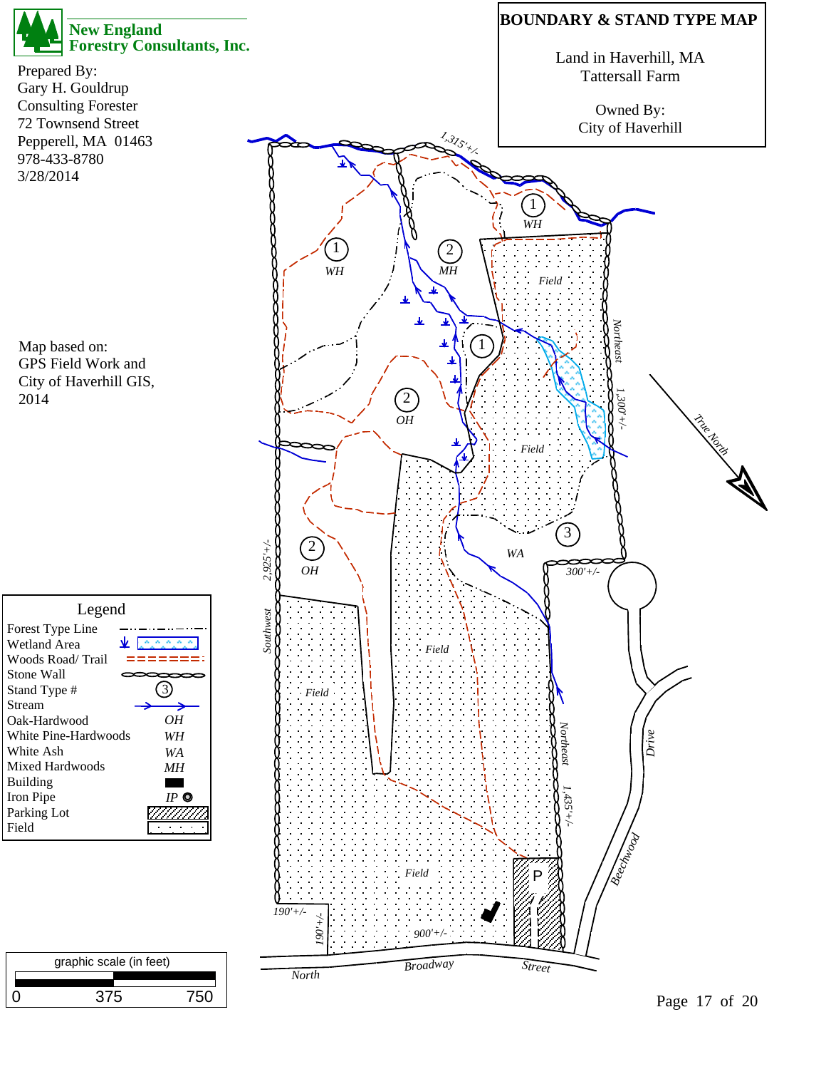**New England Forestry Consultants, Inc.**

Prepared By:
Gary H. Gouldrup
Consulting Forester
72 Townsend Street
Pepperell, MA 01463
978-433-8780
3/28/2014

# BOUNDARY & STAND TYPE MAP

Land in Haverhill, MA
Tattersall Farm

Owned By:
City of Haverhill

Map based on:
GPS Field Work and
City of Haverhill GIS,
2014

## Legend

| Legend | |
|---|---|
| Forest Type Line | |
| Wetland Area | |
| Woods Road/ Trail | |
| Stone Wall | |
| Stand Type # | 3 |
| Stream | |
| Oak-Hardwood | OH |
| White Pine-Hardwoods | WH |
| White Ash | WA |
| Mixed Hardwoods | MH |
| Building | |
| Iron Pipe | IP |
| Parking Lot | |
| Field | |

graphic scale (in feet)

0 375 750

1,315'+/-
1 WH
2 MH
1 WH
1
2 OH
2 OH
3 WA
Field
Field
Field
Field
Field
P
Northeast 1,300'+/-
300'+/-
Northeast 1,435'+/-
Southwest 2,925'+/-
190'+/-
190'+/-
900'+/-
True North
Beechwood Drive
North Broadway Street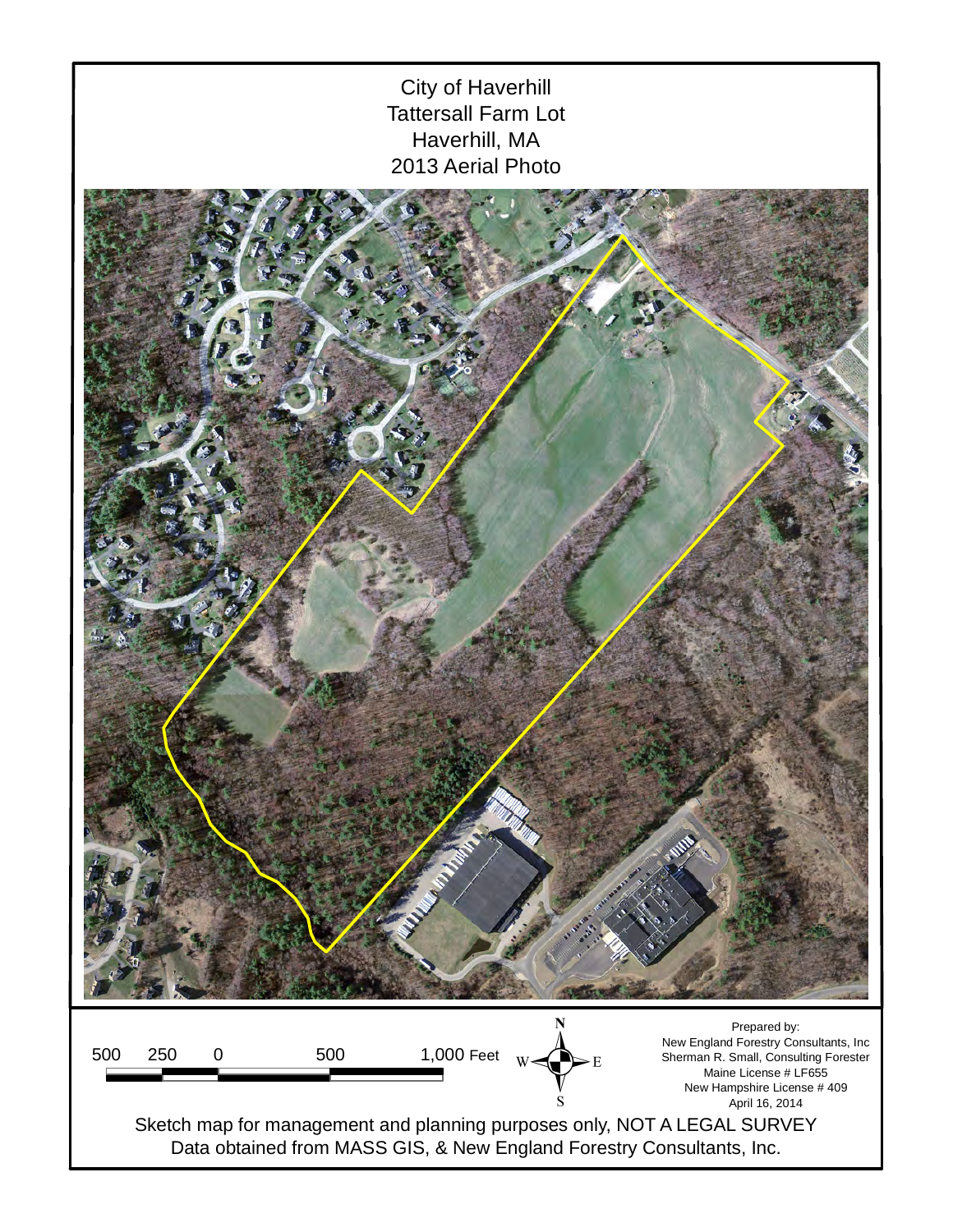# City of Haverhill
# Tattersall Farm Lot
# Haverhill, MA
# 2013 Aerial Photo

500 250 0 500 1,000 Feet

N
W E
S

Prepared by:
New England Forestry Consultants, Inc
Sherman R. Small, Consulting Forester
Maine License # LF655
New Hampshire License # 409
April 16, 2014

Sketch map for management and planning purposes only, NOT A LEGAL SURVEY
Data obtained from MASS GIS, & New England Forestry Consultants, Inc.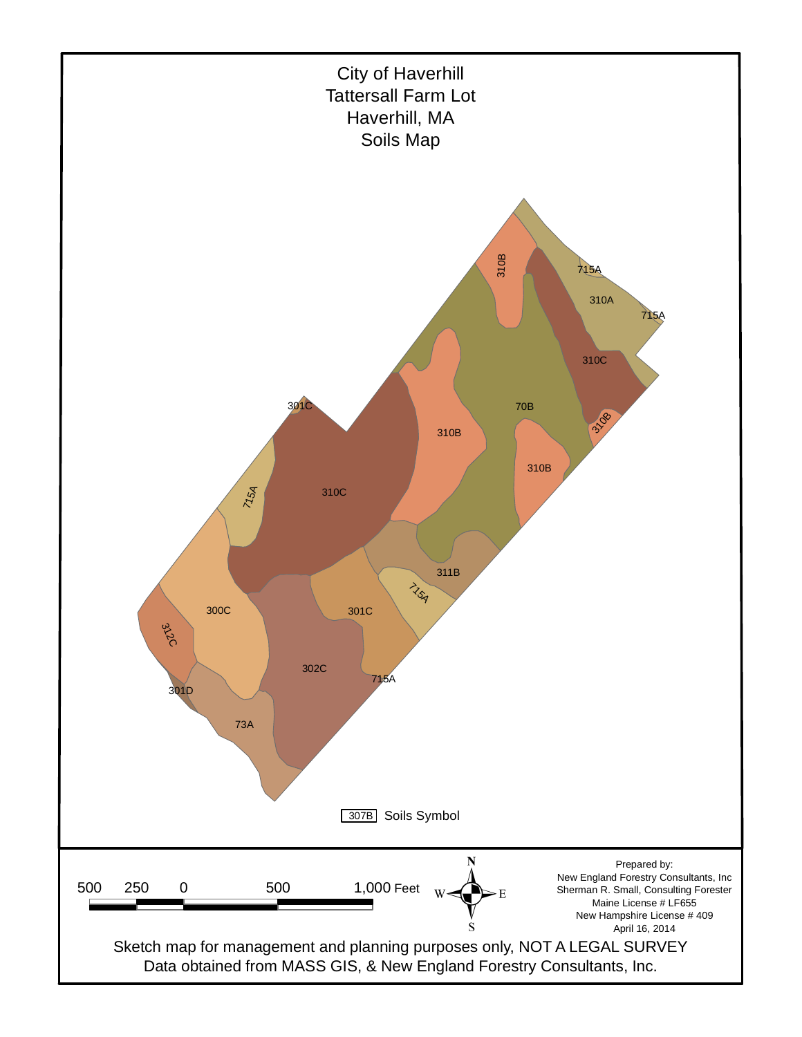# City of Haverhill
# Tattersall Farm Lot
# Haverhill, MA
# Soils Map

310B

715A

310A

715A

310C

70B

310B

301C

310B

310B

715A

310C

311B

715A

300C

301C

312C

302C

715A

301D

73A

307B Soils Symbol

500 250 0 500 1,000 Feet

N
W E
S

Prepared by:
New England Forestry Consultants, Inc
Sherman R. Small, Consulting Forester
Maine License # LF655
New Hampshire License # 409
April 16, 2014

Sketch map for management and planning purposes only, NOT A LEGAL SURVEY
Data obtained from MASS GIS, & New England Forestry Consultants, Inc.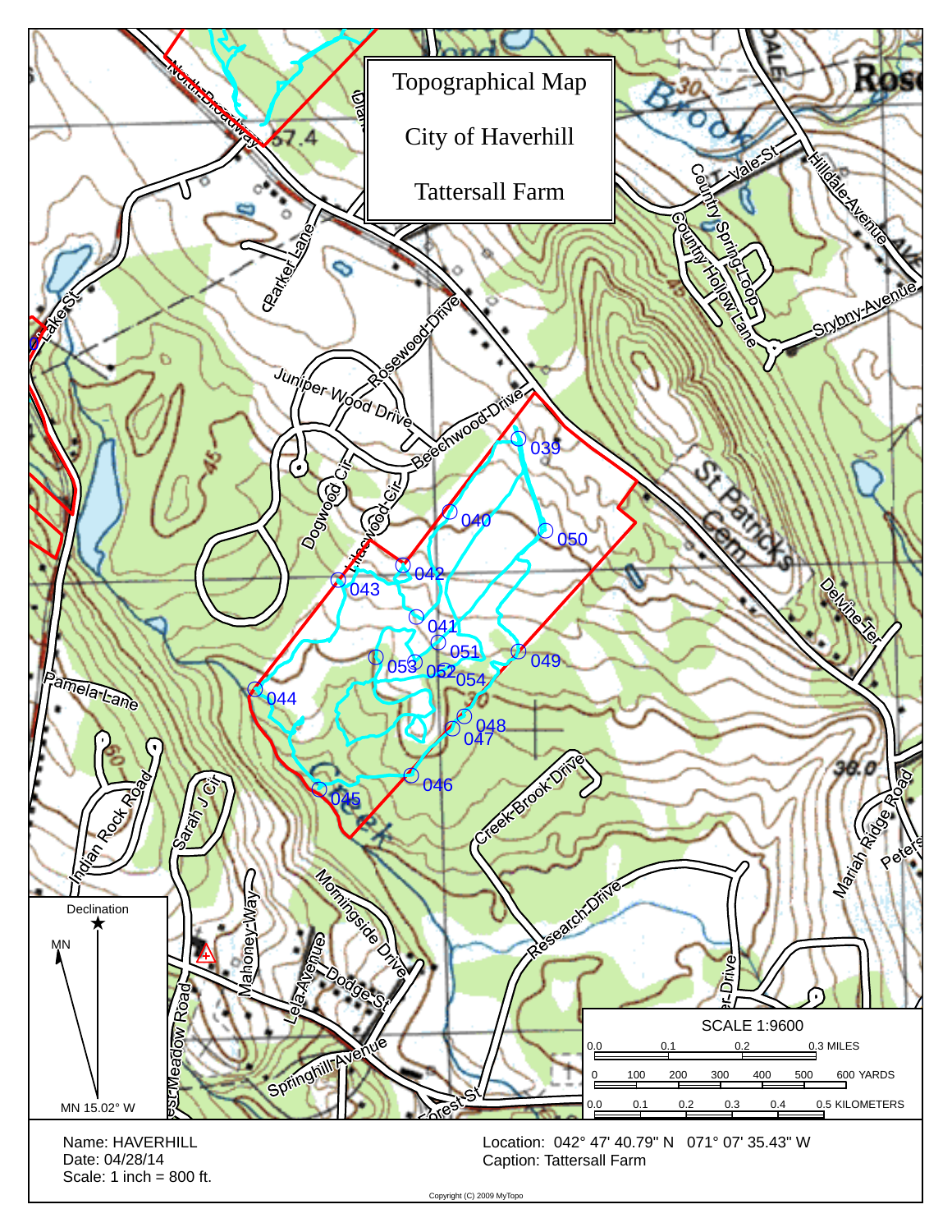# Topographical Map

# City of Haverhill

# Tattersall Farm

Declination

MN

MN 15.02° W

SCALE 1:9600

0.0 0.1 0.2 0.3 MILES

0 100 200 300 400 500 600 YARDS

0.0 0.1 0.2 0.3 0.4 0.5 KILOMETERS

Name: HAVERHILL
Date: 04/28/14
Scale: 1 inch = 800 ft.

Location: 042° 47' 40.79" N 071° 07' 35.43" W
Caption: Tattersall Farm

Copyright (C) 2009 MyTopo